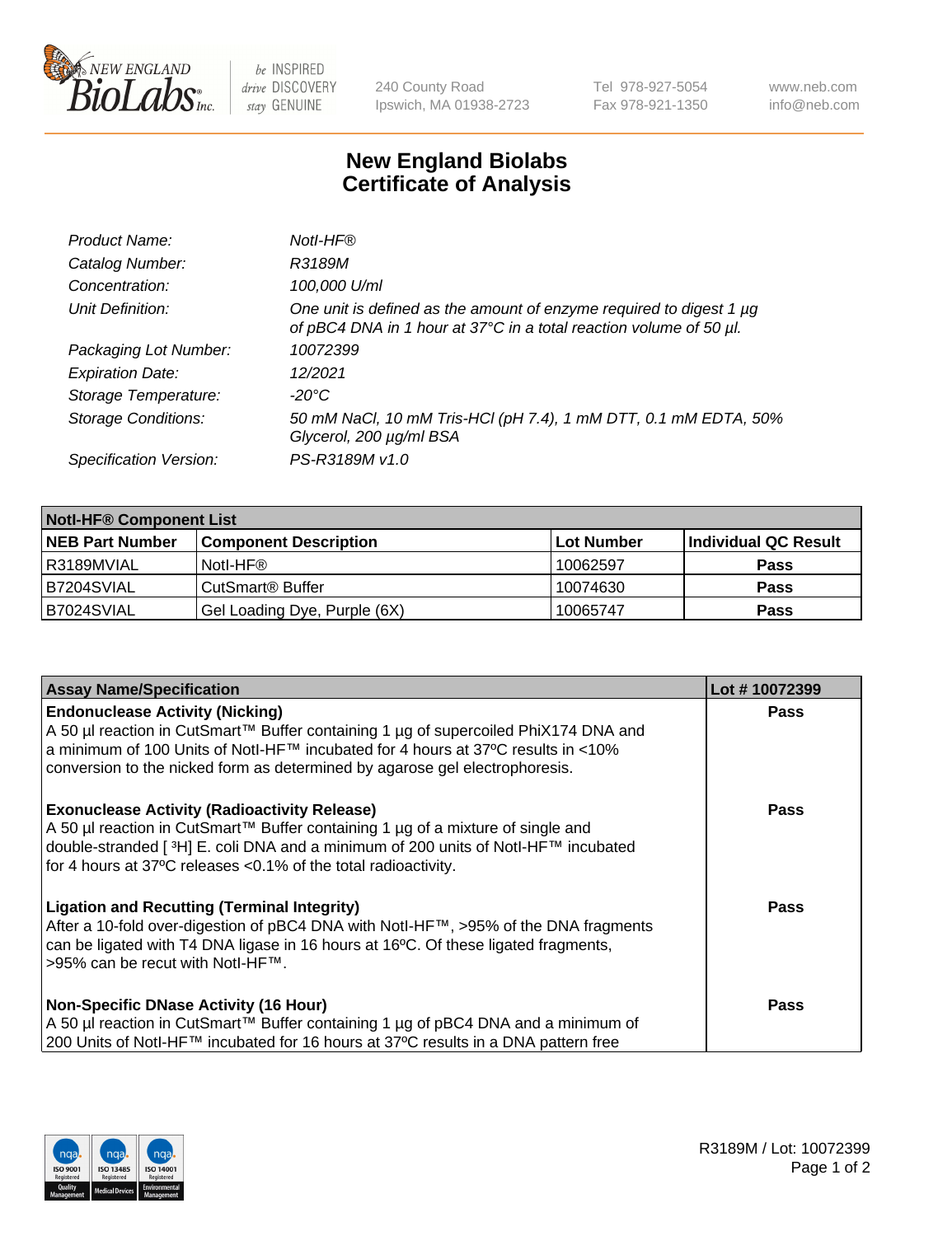# New England Biolabs Certificate of Analysis

| | |
|---|---|
| *Product Name:* | *NotI-HF®* |
| *Catalog Number:* | *R3189M* |
| *Concentration:* | *100,000 U/ml* |
| *Unit Definition:* | *One unit is defined as the amount of enzyme required to digest 1 µg of pBC4 DNA in 1 hour at 37°C in a total reaction volume of 50 µl.* |
| *Packaging Lot Number:* | *10072399* |
| *Expiration Date:* | *12/2021* |
| *Storage Temperature:* | *-20°C* |
| *Storage Conditions:* | *50 mM NaCl, 10 mM Tris-HCl (pH 7.4), 1 mM DTT, 0.1 mM EDTA, 50% Glycerol, 200 µg/ml BSA* |
| *Specification Version:* | *PS-R3189M v1.0* |

| NotI-HF® Component List | | | |
|---|---|---|---|
| **NEB Part Number** | **Component Description** | **Lot Number** | **Individual QC Result** |
| R3189MVIAL | NotI-HF® | 10062597 | **Pass** |
| B7204SVIAL | CutSmart® Buffer | 10074630 | **Pass** |
| B7024SVIAL | Gel Loading Dye, Purple (6X) | 10065747 | **Pass** |

| Assay Name/Specification | Lot # 10072399 |
|---|---|
| **Endonuclease Activity (Nicking)**<br>A 50 µl reaction in CutSmart™ Buffer containing 1 µg of supercoiled PhiX174 DNA and a minimum of 100 Units of NotI-HF™ incubated for 4 hours at 37ºC results in <10% conversion to the nicked form as determined by agarose gel electrophoresis. | **Pass** |
| **Exonuclease Activity (Radioactivity Release)**<br>A 50 µl reaction in CutSmart™ Buffer containing 1 µg of a mixture of single and double-stranded [ ³H] E. coli DNA and a minimum of 200 units of NotI-HF™ incubated for 4 hours at 37ºC releases <0.1% of the total radioactivity. | **Pass** |
| **Ligation and Recutting (Terminal Integrity)**<br>After a 10-fold over-digestion of pBC4 DNA with NotI-HF™, >95% of the DNA fragments can be ligated with T4 DNA ligase in 16 hours at 16ºC. Of these ligated fragments, >95% can be recut with NotI-HF™. | **Pass** |
| **Non-Specific DNase Activity (16 Hour)**<br>A 50 µl reaction in CutSmart™ Buffer containing 1 µg of pBC4 DNA and a minimum of 200 Units of NotI-HF™ incubated for 16 hours at 37ºC results in a DNA pattern free | **Pass** |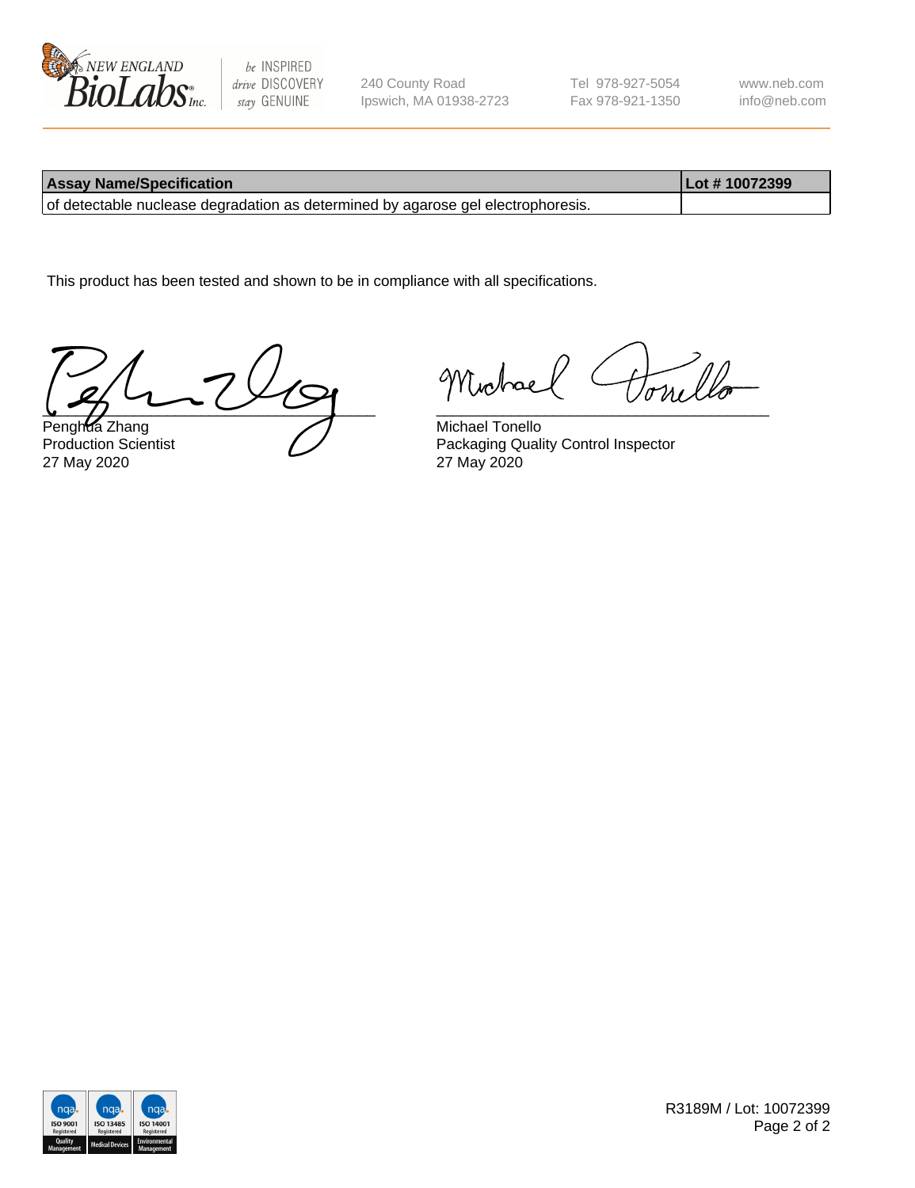| Assay Name/Specification | Lot # 10072399 |
|---|---|
| of detectable nuclease degradation as determined by agarose gel electrophoresis. | |

This product has been tested and shown to be in compliance with all specifications.

Penghua Zhang
Production Scientist
27 May 2020

Michael Tonello
Packaging Quality Control Inspector
27 May 2020

R3189M / Lot: 10072399